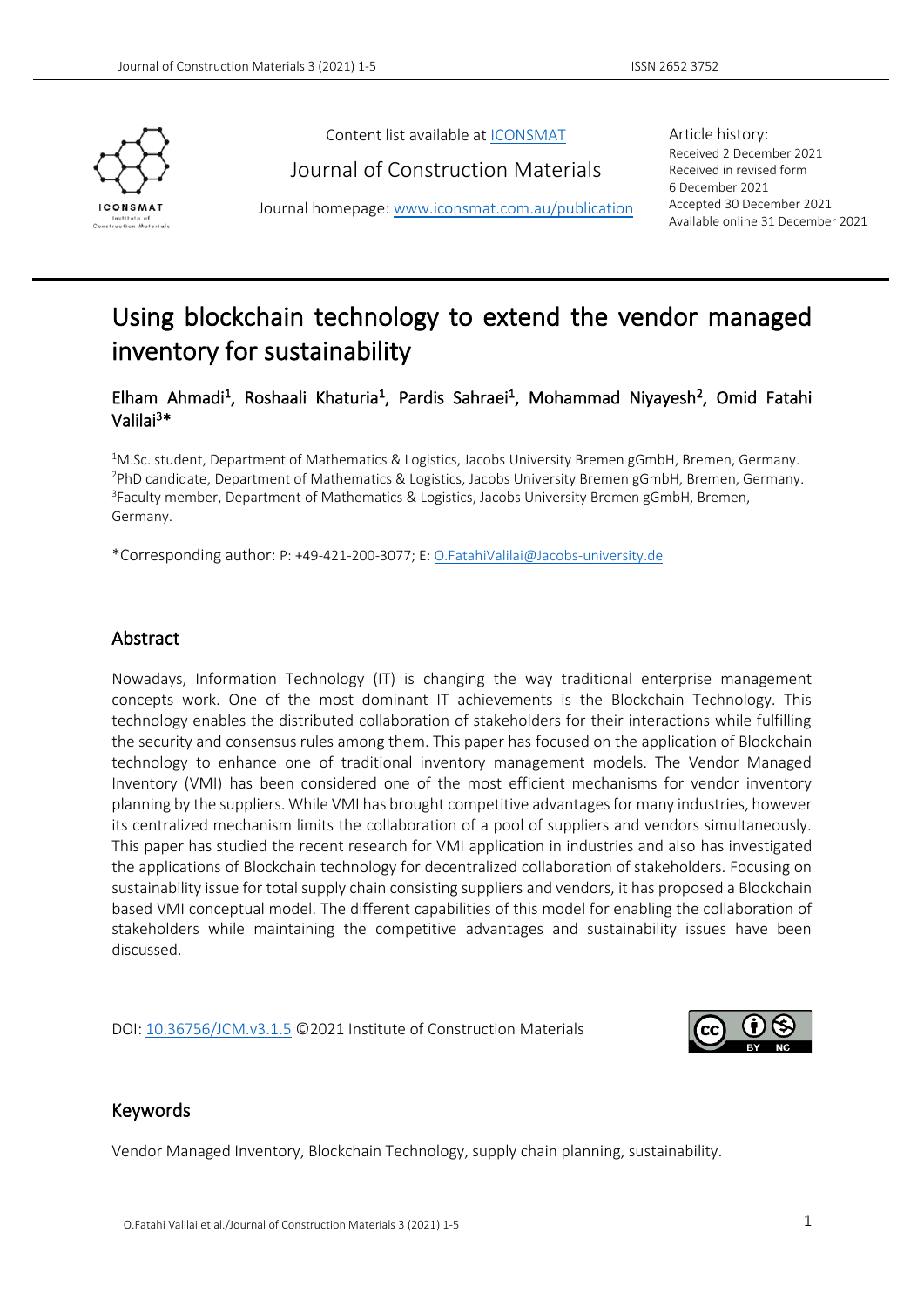Content list available at ICONSMAT

Journal of Construction Materials

Journal homepage: www.iconsmat.com.au/publication

Article history:
Received 2 December 2021
Received in revised form
6 December 2021
Accepted 30 December 2021
Available online 31 December 2021

# Using blockchain technology to extend the vendor managed inventory for sustainability

Elham Ahmadi[1], Roshaali Khaturia[1], Pardis Sahraei[1], Mohammad Niyayesh[2], Omid Fatahi Valilai[3]*

[1]M.Sc. student, Department of Mathematics & Logistics, Jacobs University Bremen gGmbH, Bremen, Germany.
[2]PhD candidate, Department of Mathematics & Logistics, Jacobs University Bremen gGmbH, Bremen, Germany.
[3]Faculty member, Department of Mathematics & Logistics, Jacobs University Bremen gGmbH, Bremen, Germany.

*Corresponding author: P: +49-421-200-3077; E: O.FatahiValilai@Jacobs-university.de

## Abstract

Nowadays, Information Technology (IT) is changing the way traditional enterprise management concepts work. One of the most dominant IT achievements is the Blockchain Technology. This technology enables the distributed collaboration of stakeholders for their interactions while fulfilling the security and consensus rules among them. This paper has focused on the application of Blockchain technology to enhance one of traditional inventory management models. The Vendor Managed Inventory (VMI) has been considered one of the most efficient mechanisms for vendor inventory planning by the suppliers. While VMI has brought competitive advantages for many industries, however its centralized mechanism limits the collaboration of a pool of suppliers and vendors simultaneously. This paper has studied the recent research for VMI application in industries and also has investigated the applications of Blockchain technology for decentralized collaboration of stakeholders. Focusing on sustainability issue for total supply chain consisting suppliers and vendors, it has proposed a Blockchain based VMI conceptual model. The different capabilities of this model for enabling the collaboration of stakeholders while maintaining the competitive advantages and sustainability issues have been discussed.

DOI: 10.36756/JCM.v3.1.5 ©2021 Institute of Construction Materials

## Keywords

Vendor Managed Inventory, Blockchain Technology, supply chain planning, sustainability.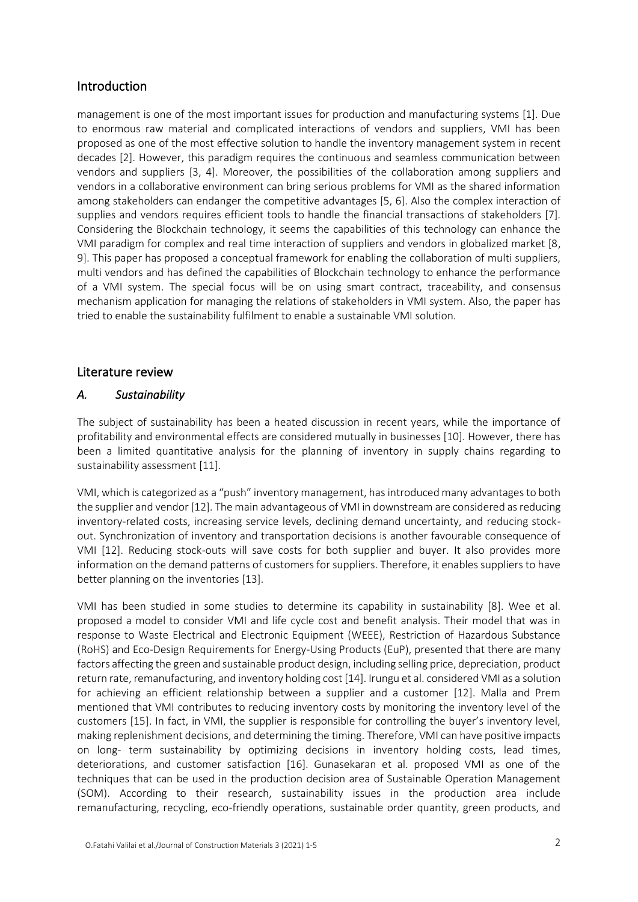## Introduction

management is one of the most important issues for production and manufacturing systems [1]. Due to enormous raw material and complicated interactions of vendors and suppliers, VMI has been proposed as one of the most effective solution to handle the inventory management system in recent decades [2]. However, this paradigm requires the continuous and seamless communication between vendors and suppliers [3, 4]. Moreover, the possibilities of the collaboration among suppliers and vendors in a collaborative environment can bring serious problems for VMI as the shared information among stakeholders can endanger the competitive advantages [5, 6]. Also the complex interaction of supplies and vendors requires efficient tools to handle the financial transactions of stakeholders [7]. Considering the Blockchain technology, it seems the capabilities of this technology can enhance the VMI paradigm for complex and real time interaction of suppliers and vendors in globalized market [8, 9]. This paper has proposed a conceptual framework for enabling the collaboration of multi suppliers, multi vendors and has defined the capabilities of Blockchain technology to enhance the performance of a VMI system. The special focus will be on using smart contract, traceability, and consensus mechanism application for managing the relations of stakeholders in VMI system. Also, the paper has tried to enable the sustainability fulfilment to enable a sustainable VMI solution.

## Literature review

### *A. Sustainability*

The subject of sustainability has been a heated discussion in recent years, while the importance of profitability and environmental effects are considered mutually in businesses [10]. However, there has been a limited quantitative analysis for the planning of inventory in supply chains regarding to sustainability assessment [11].

VMI, which is categorized as a "push" inventory management, has introduced many advantages to both the supplier and vendor [12]. The main advantageous of VMI in downstream are considered as reducing inventory-related costs, increasing service levels, declining demand uncertainty, and reducing stock-out. Synchronization of inventory and transportation decisions is another favourable consequence of VMI [12]. Reducing stock-outs will save costs for both supplier and buyer. It also provides more information on the demand patterns of customers for suppliers. Therefore, it enables suppliers to have better planning on the inventories [13].

VMI has been studied in some studies to determine its capability in sustainability [8]. Wee et al. proposed a model to consider VMI and life cycle cost and benefit analysis. Their model that was in response to Waste Electrical and Electronic Equipment (WEEE), Restriction of Hazardous Substance (RoHS) and Eco-Design Requirements for Energy-Using Products (EuP), presented that there are many factors affecting the green and sustainable product design, including selling price, depreciation, product return rate, remanufacturing, and inventory holding cost [14]. Irungu et al. considered VMI as a solution for achieving an efficient relationship between a supplier and a customer [12]. Malla and Prem mentioned that VMI contributes to reducing inventory costs by monitoring the inventory level of the customers [15]. In fact, in VMI, the supplier is responsible for controlling the buyer's inventory level, making replenishment decisions, and determining the timing. Therefore, VMI can have positive impacts on long- term sustainability by optimizing decisions in inventory holding costs, lead times, deteriorations, and customer satisfaction [16]. Gunasekaran et al. proposed VMI as one of the techniques that can be used in the production decision area of Sustainable Operation Management (SOM). According to their research, sustainability issues in the production area include remanufacturing, recycling, eco-friendly operations, sustainable order quantity, green products, and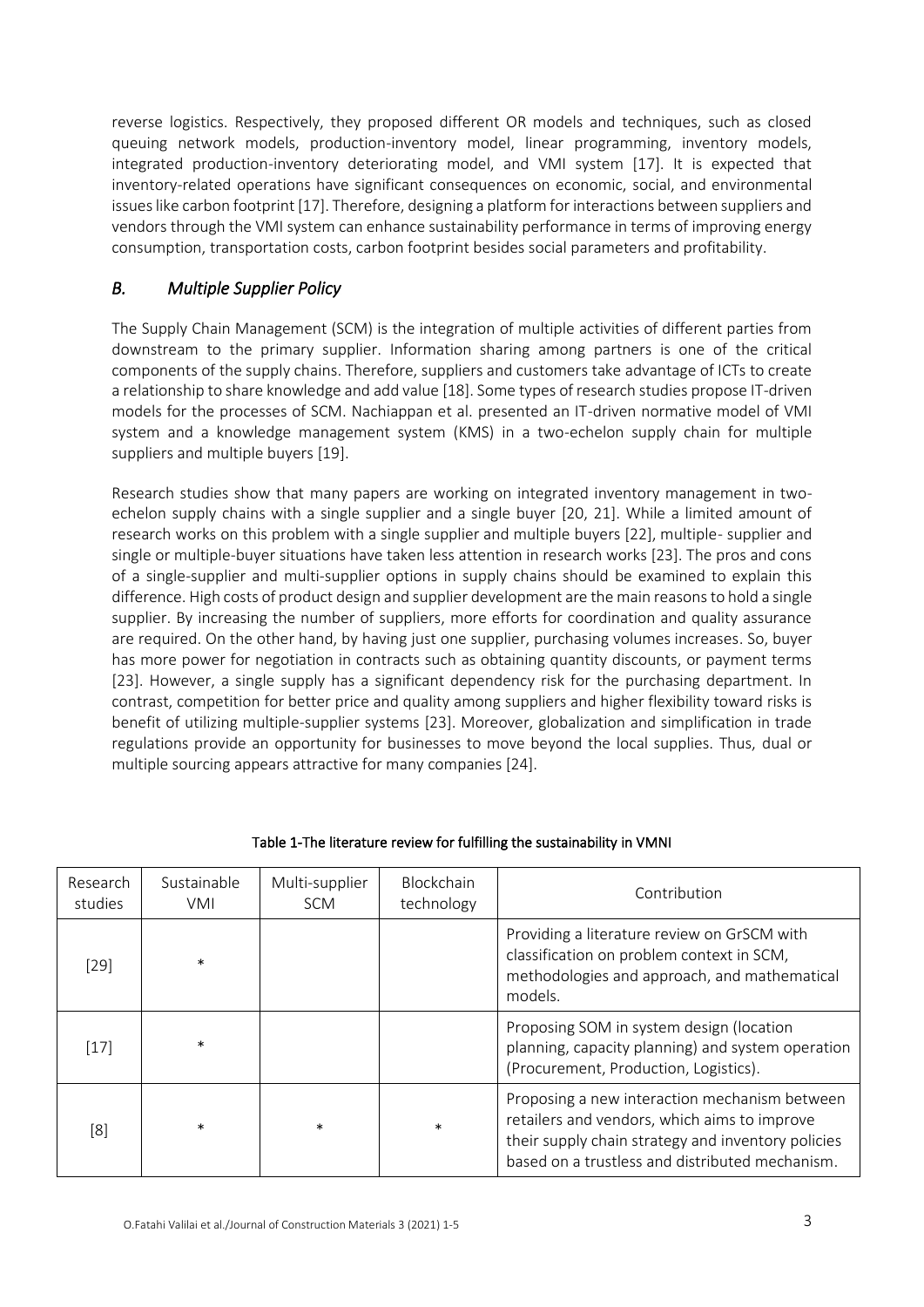reverse logistics. Respectively, they proposed different OR models and techniques, such as closed queuing network models, production-inventory model, linear programming, inventory models, integrated production-inventory deteriorating model, and VMI system [17]. It is expected that inventory-related operations have significant consequences on economic, social, and environmental issues like carbon footprint [17]. Therefore, designing a platform for interactions between suppliers and vendors through the VMI system can enhance sustainability performance in terms of improving energy consumption, transportation costs, carbon footprint besides social parameters and profitability.

## *B. Multiple Supplier Policy*

The Supply Chain Management (SCM) is the integration of multiple activities of different parties from downstream to the primary supplier. Information sharing among partners is one of the critical components of the supply chains. Therefore, suppliers and customers take advantage of ICTs to create a relationship to share knowledge and add value [18]. Some types of research studies propose IT-driven models for the processes of SCM. Nachiappan et al. presented an IT-driven normative model of VMI system and a knowledge management system (KMS) in a two-echelon supply chain for multiple suppliers and multiple buyers [19].

Research studies show that many papers are working on integrated inventory management in two-echelon supply chains with a single supplier and a single buyer [20, 21]. While a limited amount of research works on this problem with a single supplier and multiple buyers [22], multiple- supplier and single or multiple-buyer situations have taken less attention in research works [23]. The pros and cons of a single-supplier and multi-supplier options in supply chains should be examined to explain this difference. High costs of product design and supplier development are the main reasons to hold a single supplier. By increasing the number of suppliers, more efforts for coordination and quality assurance are required. On the other hand, by having just one supplier, purchasing volumes increases. So, buyer has more power for negotiation in contracts such as obtaining quantity discounts, or payment terms [23]. However, a single supply has a significant dependency risk for the purchasing department. In contrast, competition for better price and quality among suppliers and higher flexibility toward risks is benefit of utilizing multiple-supplier systems [23]. Moreover, globalization and simplification in trade regulations provide an opportunity for businesses to move beyond the local supplies. Thus, dual or multiple sourcing appears attractive for many companies [24].

**Table 1-The literature review for fulfilling the sustainability in VMNI**

| Research studies | Sustainable VMI | Multi-supplier SCM | Blockchain technology | Contribution |
|---|---|---|---|---|
| [29] | * | | | Providing a literature review on GrSCM with classification on problem context in SCM, methodologies and approach, and mathematical models. |
| [17] | * | | | Proposing SOM in system design (location planning, capacity planning) and system operation (Procurement, Production, Logistics). |
| [8] | * | * | * | Proposing a new interaction mechanism between retailers and vendors, which aims to improve their supply chain strategy and inventory policies based on a trustless and distributed mechanism. |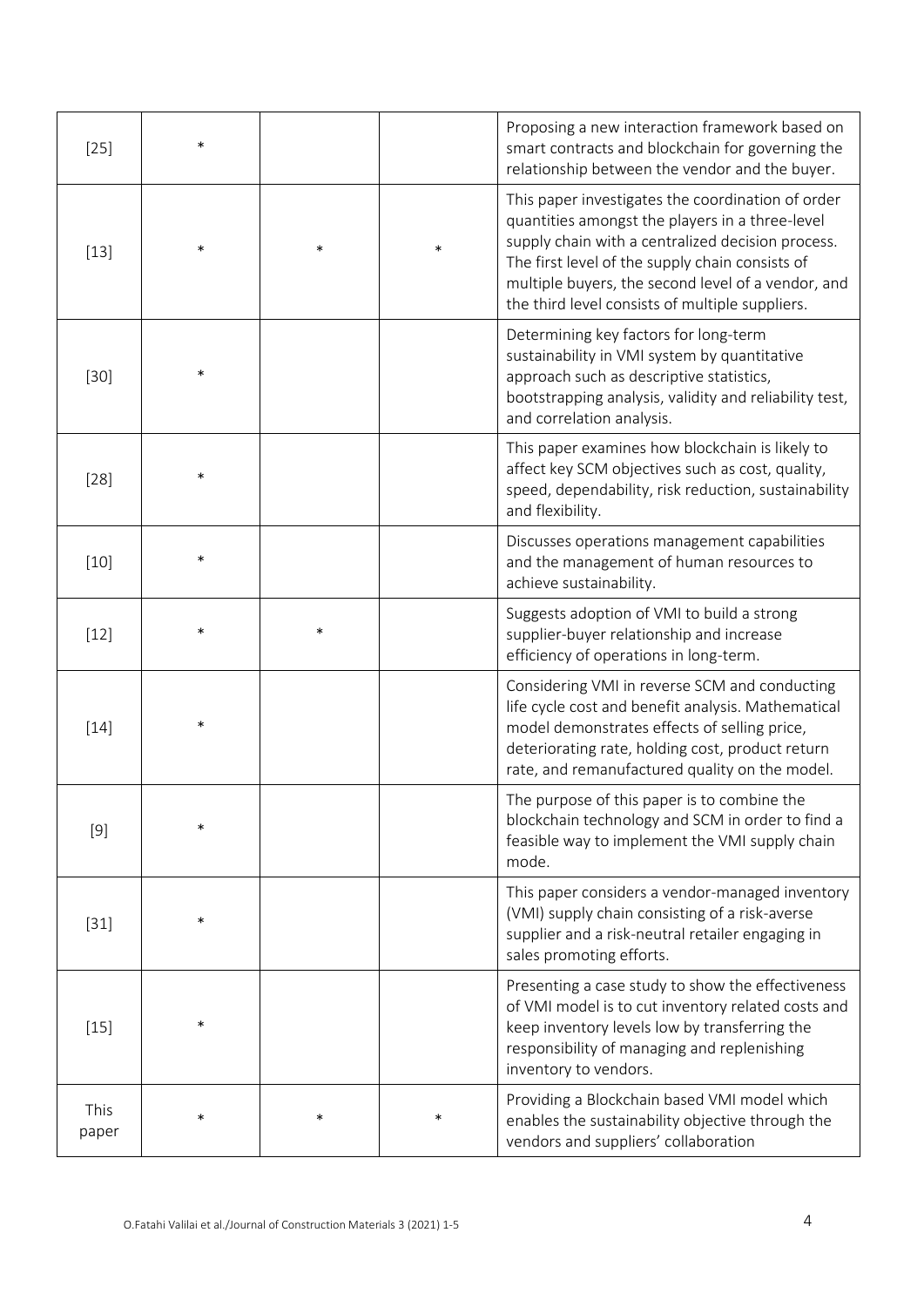| | | | | |
|---|---|---|---|---|
| [25] | * | | | Proposing a new interaction framework based on smart contracts and blockchain for governing the relationship between the vendor and the buyer. |
| [13] | * | * | * | This paper investigates the coordination of order quantities amongst the players in a three-level supply chain with a centralized decision process. The first level of the supply chain consists of multiple buyers, the second level of a vendor, and the third level consists of multiple suppliers. |
| [30] | * | | | Determining key factors for long-term sustainability in VMI system by quantitative approach such as descriptive statistics, bootstrapping analysis, validity and reliability test, and correlation analysis. |
| [28] | * | | | This paper examines how blockchain is likely to affect key SCM objectives such as cost, quality, speed, dependability, risk reduction, sustainability and flexibility. |
| [10] | * | | | Discusses operations management capabilities and the management of human resources to achieve sustainability. |
| [12] | * | * | | Suggests adoption of VMI to build a strong supplier-buyer relationship and increase efficiency of operations in long-term. |
| [14] | * | | | Considering VMI in reverse SCM and conducting life cycle cost and benefit analysis. Mathematical model demonstrates effects of selling price, deteriorating rate, holding cost, product return rate, and remanufactured quality on the model. |
| [9] | * | | | The purpose of this paper is to combine the blockchain technology and SCM in order to find a feasible way to implement the VMI supply chain mode. |
| [31] | * | | | This paper considers a vendor-managed inventory (VMI) supply chain consisting of a risk-averse supplier and a risk-neutral retailer engaging in sales promoting efforts. |
| [15] | * | | | Presenting a case study to show the effectiveness of VMI model is to cut inventory related costs and keep inventory levels low by transferring the responsibility of managing and replenishing inventory to vendors. |
| This paper | * | * | * | Providing a Blockchain based VMI model which enables the sustainability objective through the vendors and suppliers' collaboration |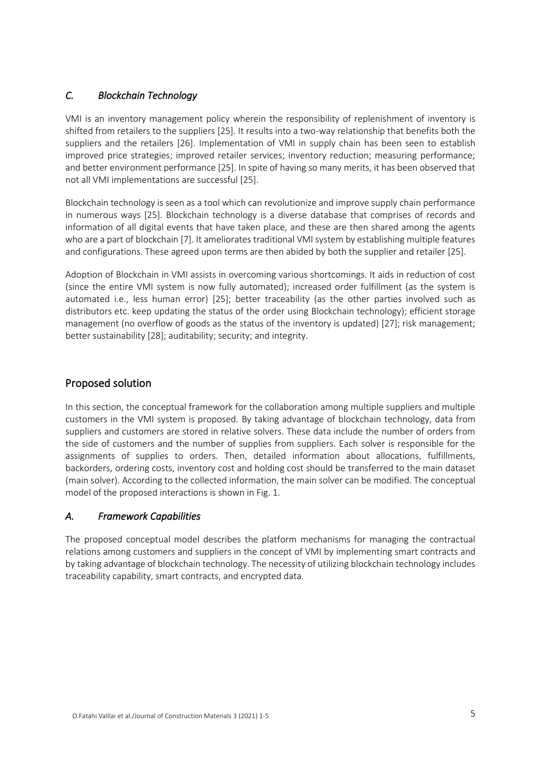### *C. Blockchain Technology*

VMI is an inventory management policy wherein the responsibility of replenishment of inventory is shifted from retailers to the suppliers [25]. It results into a two-way relationship that benefits both the suppliers and the retailers [26]. Implementation of VMI in supply chain has been seen to establish improved price strategies; improved retailer services; inventory reduction; measuring performance; and better environment performance [25]. In spite of having so many merits, it has been observed that not all VMI implementations are successful [25].

Blockchain technology is seen as a tool which can revolutionize and improve supply chain performance in numerous ways [25]. Blockchain technology is a diverse database that comprises of records and information of all digital events that have taken place, and these are then shared among the agents who are a part of blockchain [7]. It ameliorates traditional VMI system by establishing multiple features and configurations. These agreed upon terms are then abided by both the supplier and retailer [25].

Adoption of Blockchain in VMI assists in overcoming various shortcomings. It aids in reduction of cost (since the entire VMI system is now fully automated); increased order fulfillment (as the system is automated i.e., less human error) [25]; better traceability (as the other parties involved such as distributors etc. keep updating the status of the order using Blockchain technology); efficient storage management (no overflow of goods as the status of the inventory is updated) [27]; risk management; better sustainability [28]; auditability; security; and integrity.

## Proposed solution

In this section, the conceptual framework for the collaboration among multiple suppliers and multiple customers in the VMI system is proposed. By taking advantage of blockchain technology, data from suppliers and customers are stored in relative solvers. These data include the number of orders from the side of customers and the number of supplies from suppliers. Each solver is responsible for the assignments of supplies to orders. Then, detailed information about allocations, fulfillments, backorders, ordering costs, inventory cost and holding cost should be transferred to the main dataset (main solver). According to the collected information, the main solver can be modified. The conceptual model of the proposed interactions is shown in Fig. 1.

### *A. Framework Capabilities*

The proposed conceptual model describes the platform mechanisms for managing the contractual relations among customers and suppliers in the concept of VMI by implementing smart contracts and by taking advantage of blockchain technology. The necessity of utilizing blockchain technology includes traceability capability, smart contracts, and encrypted data.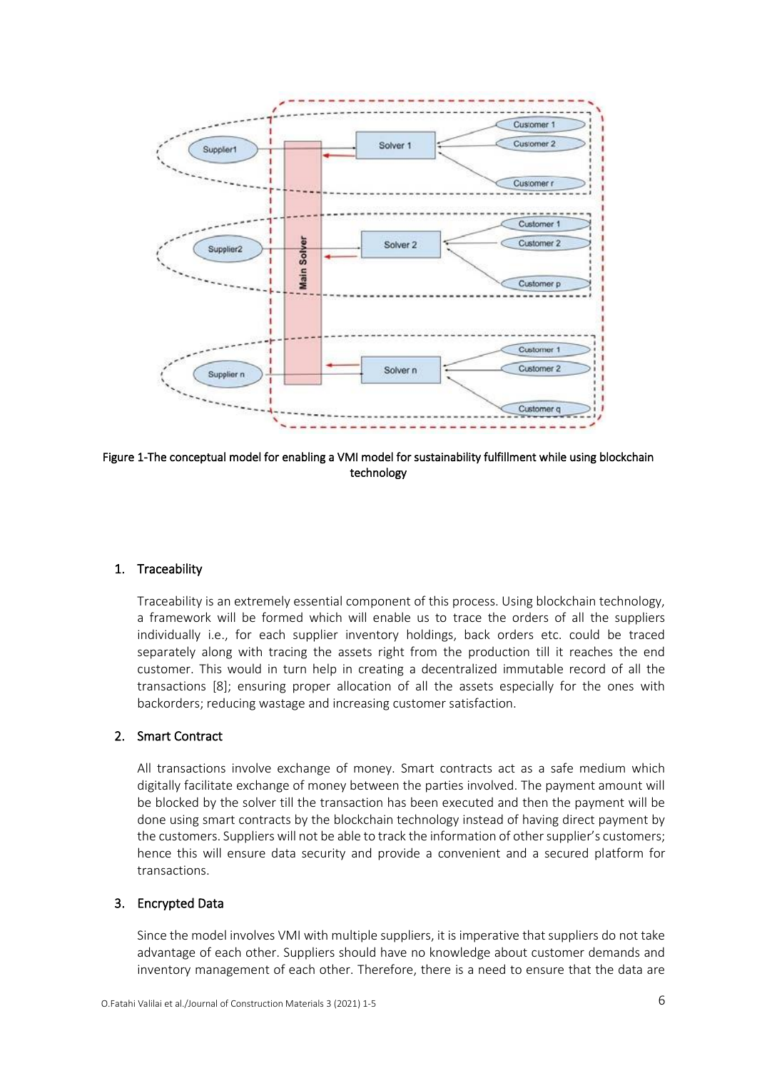Figure 1-The conceptual model for enabling a VMI model for sustainability fulfillment while using blockchain technology

1. Traceability

   Traceability is an extremely essential component of this process. Using blockchain technology, a framework will be formed which will enable us to trace the orders of all the suppliers individually i.e., for each supplier inventory holdings, back orders etc. could be traced separately along with tracing the assets right from the production till it reaches the end customer. This would in turn help in creating a decentralized immutable record of all the transactions [8]; ensuring proper allocation of all the assets especially for the ones with backorders; reducing wastage and increasing customer satisfaction.

2. Smart Contract

   All transactions involve exchange of money. Smart contracts act as a safe medium which digitally facilitate exchange of money between the parties involved. The payment amount will be blocked by the solver till the transaction has been executed and then the payment will be done using smart contracts by the blockchain technology instead of having direct payment by the customers. Suppliers will not be able to track the information of other supplier's customers; hence this will ensure data security and provide a convenient and a secured platform for transactions.

3. Encrypted Data

   Since the model involves VMI with multiple suppliers, it is imperative that suppliers do not take advantage of each other. Suppliers should have no knowledge about customer demands and inventory management of each other. Therefore, there is a need to ensure that the data are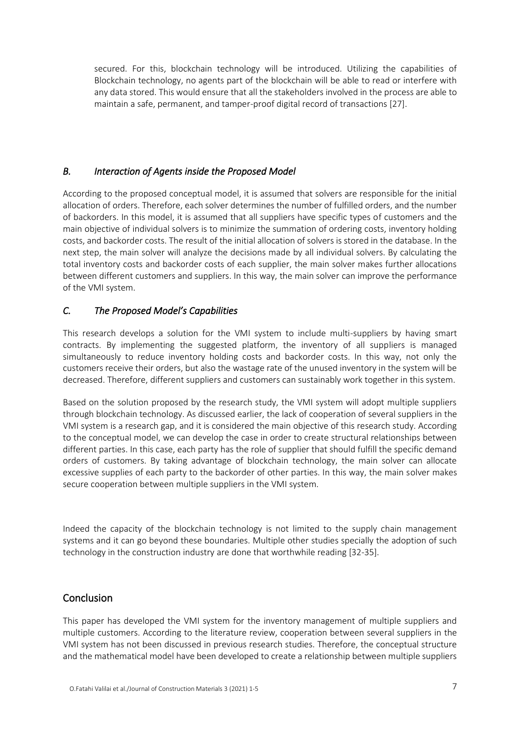secured. For this, blockchain technology will be introduced. Utilizing the capabilities of Blockchain technology, no agents part of the blockchain will be able to read or interfere with any data stored. This would ensure that all the stakeholders involved in the process are able to maintain a safe, permanent, and tamper-proof digital record of transactions [27].

### *B. Interaction of Agents inside the Proposed Model*

According to the proposed conceptual model, it is assumed that solvers are responsible for the initial allocation of orders. Therefore, each solver determines the number of fulfilled orders, and the number of backorders. In this model, it is assumed that all suppliers have specific types of customers and the main objective of individual solvers is to minimize the summation of ordering costs, inventory holding costs, and backorder costs. The result of the initial allocation of solvers is stored in the database. In the next step, the main solver will analyze the decisions made by all individual solvers. By calculating the total inventory costs and backorder costs of each supplier, the main solver makes further allocations between different customers and suppliers. In this way, the main solver can improve the performance of the VMI system.

### *C. The Proposed Model's Capabilities*

This research develops a solution for the VMI system to include multi-suppliers by having smart contracts. By implementing the suggested platform, the inventory of all suppliers is managed simultaneously to reduce inventory holding costs and backorder costs. In this way, not only the customers receive their orders, but also the wastage rate of the unused inventory in the system will be decreased. Therefore, different suppliers and customers can sustainably work together in this system.

Based on the solution proposed by the research study, the VMI system will adopt multiple suppliers through blockchain technology. As discussed earlier, the lack of cooperation of several suppliers in the VMI system is a research gap, and it is considered the main objective of this research study. According to the conceptual model, we can develop the case in order to create structural relationships between different parties. In this case, each party has the role of supplier that should fulfill the specific demand orders of customers. By taking advantage of blockchain technology, the main solver can allocate excessive supplies of each party to the backorder of other parties. In this way, the main solver makes secure cooperation between multiple suppliers in the VMI system.

Indeed the capacity of the blockchain technology is not limited to the supply chain management systems and it can go beyond these boundaries. Multiple other studies specially the adoption of such technology in the construction industry are done that worthwhile reading [32-35].

## Conclusion

This paper has developed the VMI system for the inventory management of multiple suppliers and multiple customers. According to the literature review, cooperation between several suppliers in the VMI system has not been discussed in previous research studies. Therefore, the conceptual structure and the mathematical model have been developed to create a relationship between multiple suppliers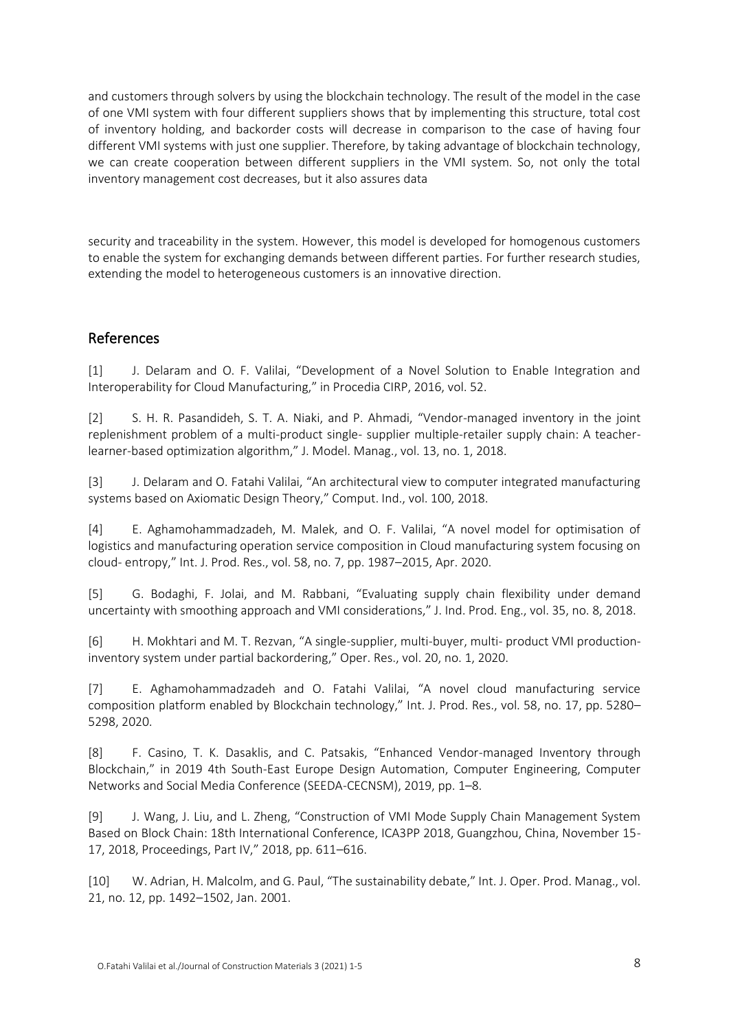and customers through solvers by using the blockchain technology. The result of the model in the case of one VMI system with four different suppliers shows that by implementing this structure, total cost of inventory holding, and backorder costs will decrease in comparison to the case of having four different VMI systems with just one supplier. Therefore, by taking advantage of blockchain technology, we can create cooperation between different suppliers in the VMI system. So, not only the total inventory management cost decreases, but it also assures data

security and traceability in the system. However, this model is developed for homogenous customers to enable the system for exchanging demands between different parties. For further research studies, extending the model to heterogeneous customers is an innovative direction.

## References

[1] J. Delaram and O. F. Valilai, "Development of a Novel Solution to Enable Integration and Interoperability for Cloud Manufacturing," in Procedia CIRP, 2016, vol. 52.

[2] S. H. R. Pasandideh, S. T. A. Niaki, and P. Ahmadi, "Vendor-managed inventory in the joint replenishment problem of a multi-product single- supplier multiple-retailer supply chain: A teacher-learner-based optimization algorithm," J. Model. Manag., vol. 13, no. 1, 2018.

[3] J. Delaram and O. Fatahi Valilai, "An architectural view to computer integrated manufacturing systems based on Axiomatic Design Theory," Comput. Ind., vol. 100, 2018.

[4] E. Aghamohammadzadeh, M. Malek, and O. F. Valilai, "A novel model for optimisation of logistics and manufacturing operation service composition in Cloud manufacturing system focusing on cloud- entropy," Int. J. Prod. Res., vol. 58, no. 7, pp. 1987–2015, Apr. 2020.

[5] G. Bodaghi, F. Jolai, and M. Rabbani, "Evaluating supply chain flexibility under demand uncertainty with smoothing approach and VMI considerations," J. Ind. Prod. Eng., vol. 35, no. 8, 2018.

[6] H. Mokhtari and M. T. Rezvan, "A single-supplier, multi-buyer, multi- product VMI production-inventory system under partial backordering," Oper. Res., vol. 20, no. 1, 2020.

[7] E. Aghamohammadzadeh and O. Fatahi Valilai, "A novel cloud manufacturing service composition platform enabled by Blockchain technology," Int. J. Prod. Res., vol. 58, no. 17, pp. 5280–5298, 2020.

[8] F. Casino, T. K. Dasaklis, and C. Patsakis, "Enhanced Vendor-managed Inventory through Blockchain," in 2019 4th South-East Europe Design Automation, Computer Engineering, Computer Networks and Social Media Conference (SEEDA-CECNSM), 2019, pp. 1–8.

[9] J. Wang, J. Liu, and L. Zheng, "Construction of VMI Mode Supply Chain Management System Based on Block Chain: 18th International Conference, ICA3PP 2018, Guangzhou, China, November 15-17, 2018, Proceedings, Part IV," 2018, pp. 611–616.

[10] W. Adrian, H. Malcolm, and G. Paul, "The sustainability debate," Int. J. Oper. Prod. Manag., vol. 21, no. 12, pp. 1492–1502, Jan. 2001.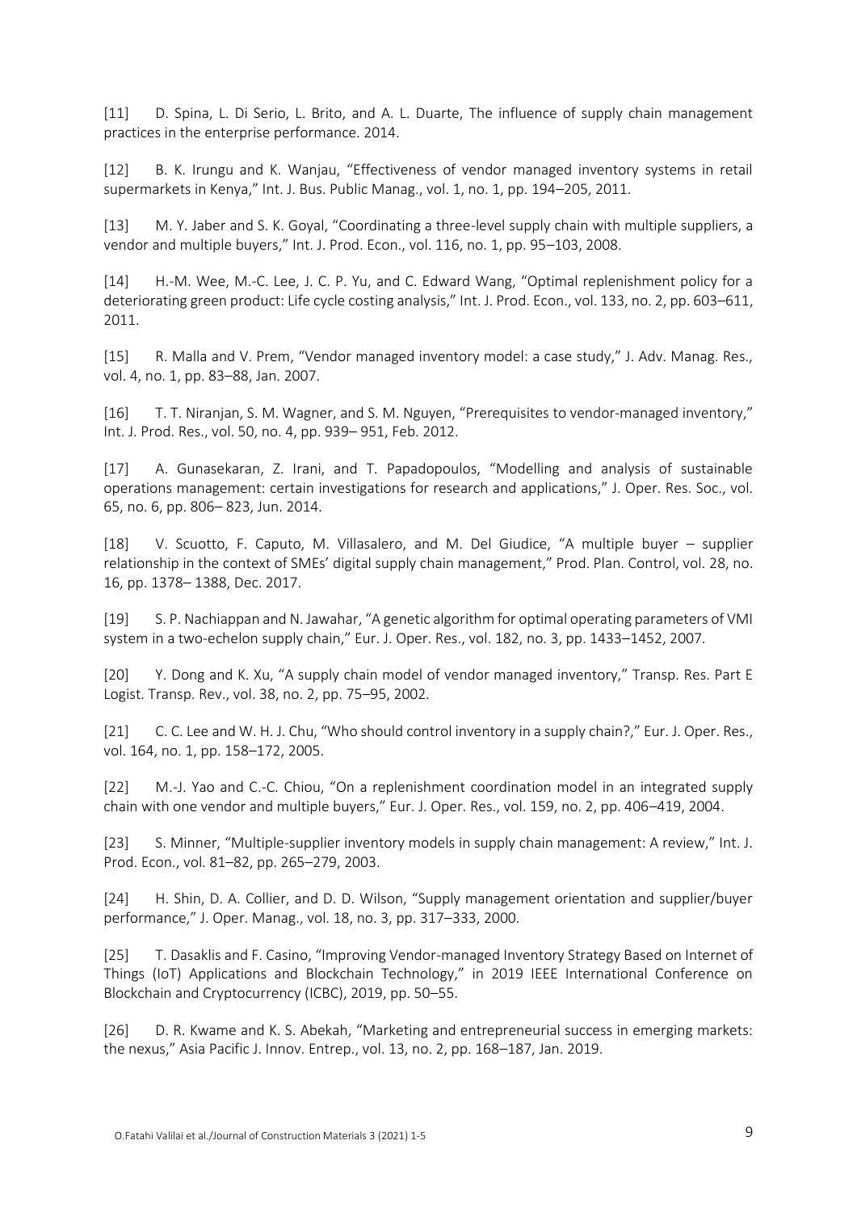[11] D. Spina, L. Di Serio, L. Brito, and A. L. Duarte, The influence of supply chain management practices in the enterprise performance. 2014.

[12] B. K. Irungu and K. Wanjau, "Effectiveness of vendor managed inventory systems in retail supermarkets in Kenya," Int. J. Bus. Public Manag., vol. 1, no. 1, pp. 194–205, 2011.

[13] M. Y. Jaber and S. K. Goyal, "Coordinating a three-level supply chain with multiple suppliers, a vendor and multiple buyers," Int. J. Prod. Econ., vol. 116, no. 1, pp. 95–103, 2008.

[14] H.-M. Wee, M.-C. Lee, J. C. P. Yu, and C. Edward Wang, "Optimal replenishment policy for a deteriorating green product: Life cycle costing analysis," Int. J. Prod. Econ., vol. 133, no. 2, pp. 603–611, 2011.

[15] R. Malla and V. Prem, "Vendor managed inventory model: a case study," J. Adv. Manag. Res., vol. 4, no. 1, pp. 83–88, Jan. 2007.

[16] T. T. Niranjan, S. M. Wagner, and S. M. Nguyen, "Prerequisites to vendor-managed inventory," Int. J. Prod. Res., vol. 50, no. 4, pp. 939– 951, Feb. 2012.

[17] A. Gunasekaran, Z. Irani, and T. Papadopoulos, "Modelling and analysis of sustainable operations management: certain investigations for research and applications," J. Oper. Res. Soc., vol. 65, no. 6, pp. 806– 823, Jun. 2014.

[18] V. Scuotto, F. Caputo, M. Villasalero, and M. Del Giudice, "A multiple buyer – supplier relationship in the context of SMEs' digital supply chain management," Prod. Plan. Control, vol. 28, no. 16, pp. 1378– 1388, Dec. 2017.

[19] S. P. Nachiappan and N. Jawahar, "A genetic algorithm for optimal operating parameters of VMI system in a two-echelon supply chain," Eur. J. Oper. Res., vol. 182, no. 3, pp. 1433–1452, 2007.

[20] Y. Dong and K. Xu, "A supply chain model of vendor managed inventory," Transp. Res. Part E Logist. Transp. Rev., vol. 38, no. 2, pp. 75–95, 2002.

[21] C. C. Lee and W. H. J. Chu, "Who should control inventory in a supply chain?," Eur. J. Oper. Res., vol. 164, no. 1, pp. 158–172, 2005.

[22] M.-J. Yao and C.-C. Chiou, "On a replenishment coordination model in an integrated supply chain with one vendor and multiple buyers," Eur. J. Oper. Res., vol. 159, no. 2, pp. 406–419, 2004.

[23] S. Minner, "Multiple-supplier inventory models in supply chain management: A review," Int. J. Prod. Econ., vol. 81–82, pp. 265–279, 2003.

[24] H. Shin, D. A. Collier, and D. D. Wilson, "Supply management orientation and supplier/buyer performance," J. Oper. Manag., vol. 18, no. 3, pp. 317–333, 2000.

[25] T. Dasaklis and F. Casino, "Improving Vendor-managed Inventory Strategy Based on Internet of Things (IoT) Applications and Blockchain Technology," in 2019 IEEE International Conference on Blockchain and Cryptocurrency (ICBC), 2019, pp. 50–55.

[26] D. R. Kwame and K. S. Abekah, "Marketing and entrepreneurial success in emerging markets: the nexus," Asia Pacific J. Innov. Entrep., vol. 13, no. 2, pp. 168–187, Jan. 2019.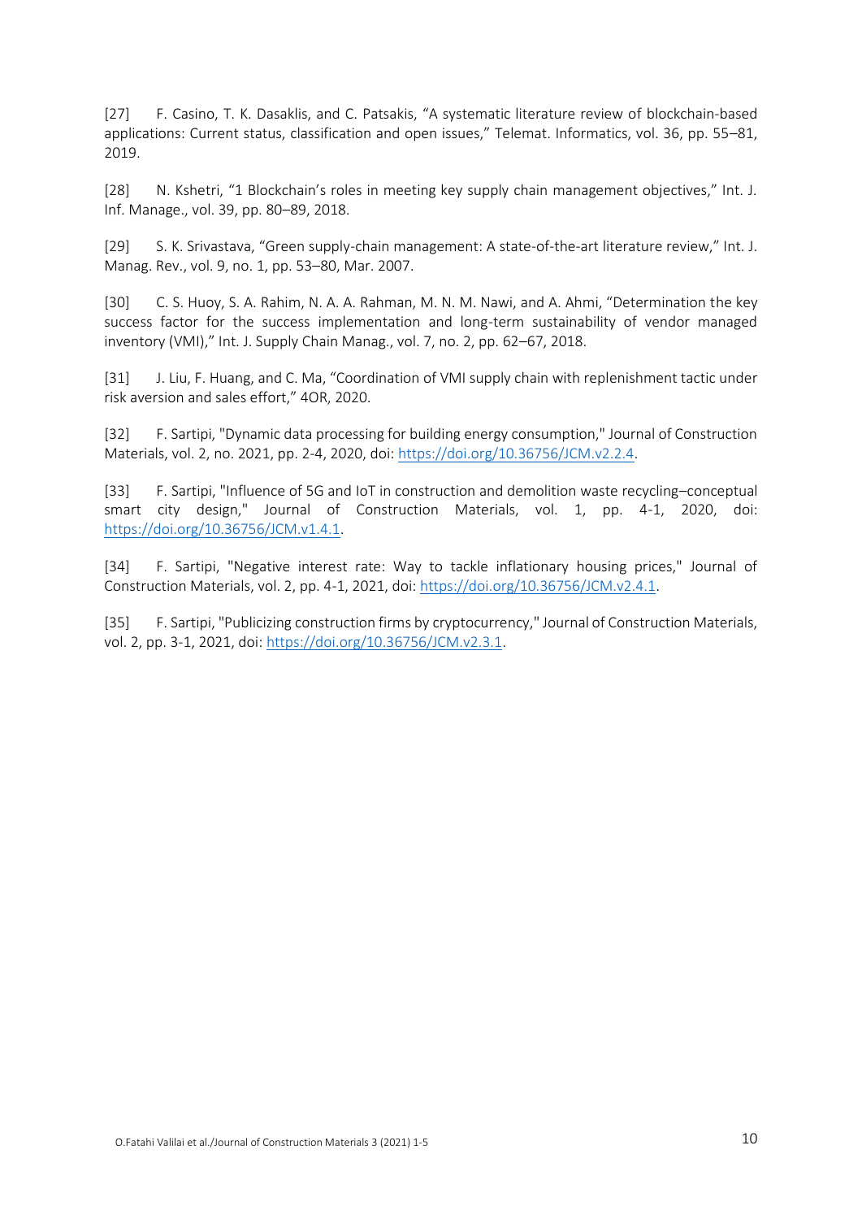[27] F. Casino, T. K. Dasaklis, and C. Patsakis, "A systematic literature review of blockchain-based applications: Current status, classification and open issues," Telemat. Informatics, vol. 36, pp. 55–81, 2019.

[28] N. Kshetri, "1 Blockchain's roles in meeting key supply chain management objectives," Int. J. Inf. Manage., vol. 39, pp. 80–89, 2018.

[29] S. K. Srivastava, "Green supply-chain management: A state-of-the-art literature review," Int. J. Manag. Rev., vol. 9, no. 1, pp. 53–80, Mar. 2007.

[30] C. S. Huoy, S. A. Rahim, N. A. A. Rahman, M. N. M. Nawi, and A. Ahmi, "Determination the key success factor for the success implementation and long-term sustainability of vendor managed inventory (VMI)," Int. J. Supply Chain Manag., vol. 7, no. 2, pp. 62–67, 2018.

[31] J. Liu, F. Huang, and C. Ma, "Coordination of VMI supply chain with replenishment tactic under risk aversion and sales effort," 4OR, 2020.

[32] F. Sartipi, "Dynamic data processing for building energy consumption," Journal of Construction Materials, vol. 2, no. 2021, pp. 2-4, 2020, doi: https://doi.org/10.36756/JCM.v2.2.4.

[33] F. Sartipi, "Influence of 5G and IoT in construction and demolition waste recycling–conceptual smart city design," Journal of Construction Materials, vol. 1, pp. 4-1, 2020, doi: https://doi.org/10.36756/JCM.v1.4.1.

[34] F. Sartipi, "Negative interest rate: Way to tackle inflationary housing prices," Journal of Construction Materials, vol. 2, pp. 4-1, 2021, doi: https://doi.org/10.36756/JCM.v2.4.1.

[35] F. Sartipi, "Publicizing construction firms by cryptocurrency," Journal of Construction Materials, vol. 2, pp. 3-1, 2021, doi: https://doi.org/10.36756/JCM.v2.3.1.